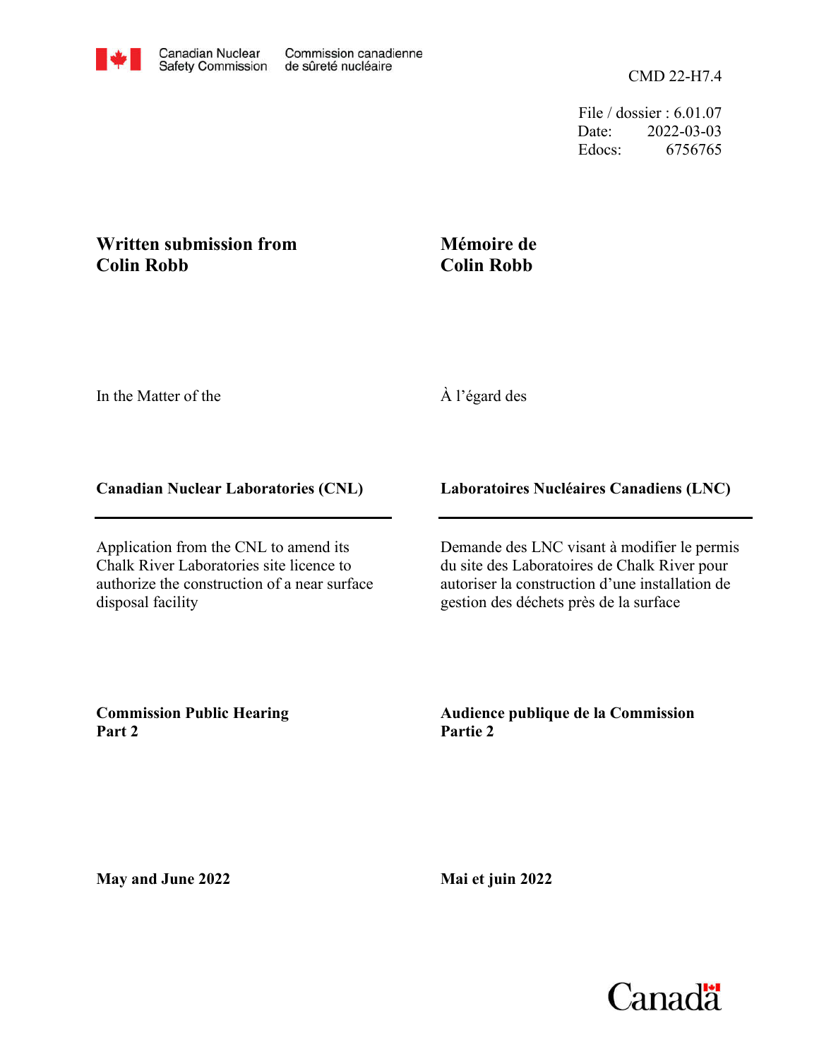Canadian Nuclear Safety Commission / Commission canadienne de sûreté nucléaire

CMD 22-H7.4

File / dossier : 6.01.07
Date: 2022-03-03
Edocs: 6756765

## Written submission from Colin Robb

## Mémoire de Colin Robb

In the Matter of the

À l'égard des

**Canadian Nuclear Laboratories (CNL)**

**Laboratoires Nucléaires Canadiens (LNC)**

Application from the CNL to amend its Chalk River Laboratories site licence to authorize the construction of a near surface disposal facility

Demande des LNC visant à modifier le permis du site des Laboratoires de Chalk River pour autoriser la construction d'une installation de gestion des déchets près de la surface

**Commission Public Hearing Part 2**

**Audience publique de la Commission Partie 2**

**May and June 2022**

**Mai et juin 2022**

Canada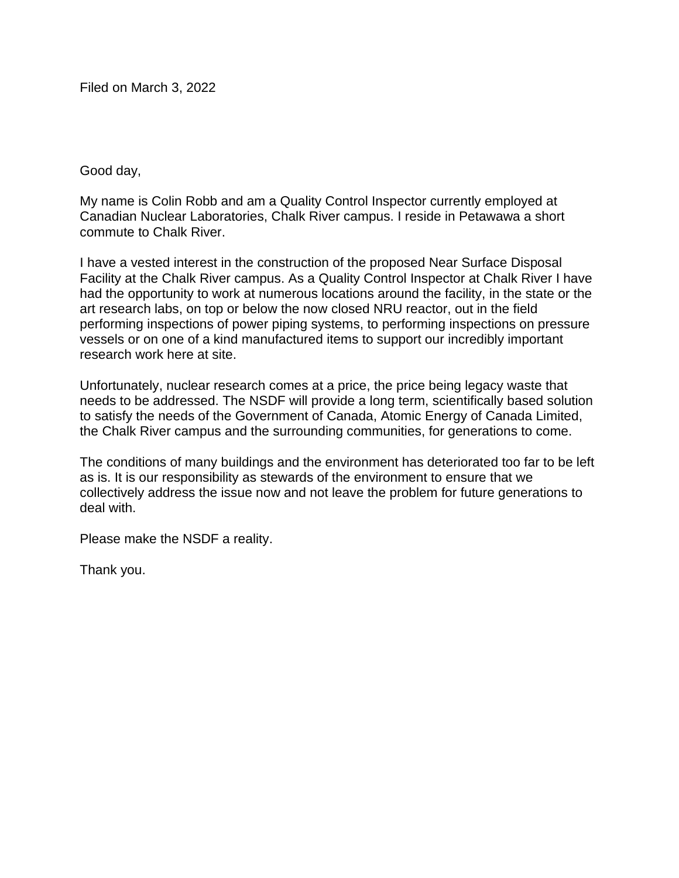Filed on March 3, 2022

Good day,

My name is Colin Robb and am a Quality Control Inspector currently employed at Canadian Nuclear Laboratories, Chalk River campus. I reside in Petawawa a short commute to Chalk River.

I have a vested interest in the construction of the proposed Near Surface Disposal Facility at the Chalk River campus. As a Quality Control Inspector at Chalk River I have had the opportunity to work at numerous locations around the facility, in the state or the art research labs, on top or below the now closed NRU reactor, out in the field performing inspections of power piping systems, to performing inspections on pressure vessels or on one of a kind manufactured items to support our incredibly important research work here at site.

Unfortunately, nuclear research comes at a price, the price being legacy waste that needs to be addressed. The NSDF will provide a long term, scientifically based solution to satisfy the needs of the Government of Canada, Atomic Energy of Canada Limited, the Chalk River campus and the surrounding communities, for generations to come.

The conditions of many buildings and the environment has deteriorated too far to be left as is. It is our responsibility as stewards of the environment to ensure that we collectively address the issue now and not leave the problem for future generations to deal with.

Please make the NSDF a reality.

Thank you.